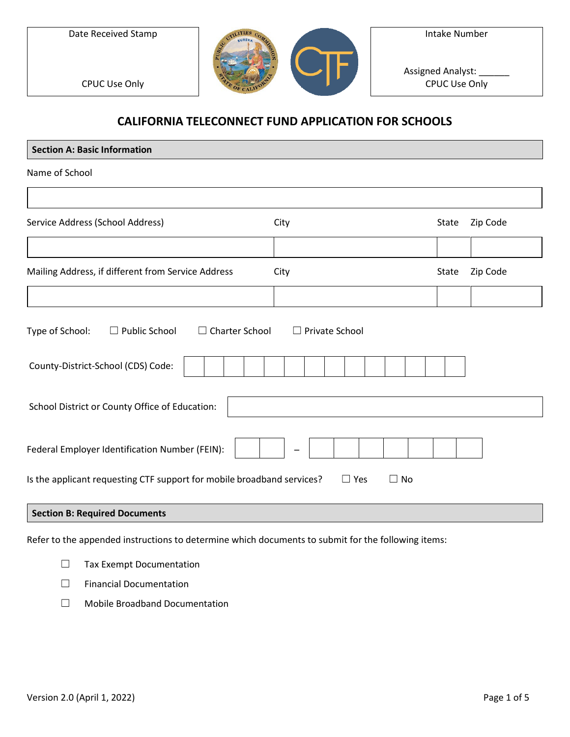| Date Received Stamp | Intake Number |
|---|---|
| CPUC Use Only | Assigned Analyst: ______<br>CPUC Use Only |

# CALIFORNIA TELECONNECT FUND APPLICATION FOR SCHOOLS

## Section A: Basic Information

Name of School

| |
|---|
| |

| Service Address (School Address) | City | State | Zip Code |
|---|---|---|---|
| | | | |

| Mailing Address, if different from Service Address | City | State | Zip Code |
|---|---|---|---|
| | | | |

Type of School: ☐ Public School ☐ Charter School ☐ Private School

County-District-School (CDS) Code: ______________

School District or County Office of Education: ______________

Federal Employer Identification Number (FEIN): __ – _______

Is the applicant requesting CTF support for mobile broadband services? ☐ Yes ☐ No

## Section B: Required Documents

Refer to the appended instructions to determine which documents to submit for the following items:

- ☐ Tax Exempt Documentation
- ☐ Financial Documentation
- ☐ Mobile Broadband Documentation

Version 2.0 (April 1, 2022)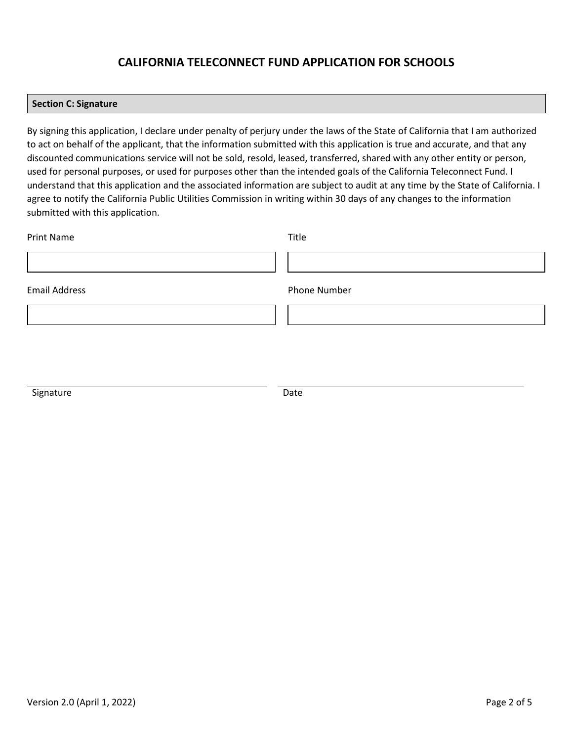# CALIFORNIA TELECONNECT FUND APPLICATION FOR SCHOOLS

**Section C: Signature**

By signing this application, I declare under penalty of perjury under the laws of the State of California that I am authorized to act on behalf of the applicant, that the information submitted with this application is true and accurate, and that any discounted communications service will not be sold, resold, leased, transferred, shared with any other entity or person, used for personal purposes, or used for purposes other than the intended goals of the California Teleconnect Fund. I understand that this application and the associated information are subject to audit at any time by the State of California. I agree to notify the California Public Utilities Commission in writing within 30 days of any changes to the information submitted with this application.

| Print Name | Title |
| --- | --- |
| | |

| Email Address | Phone Number |
| --- | --- |
| | |

Signature ______________________ Date ______________________

Version 2.0 (April 1, 2022)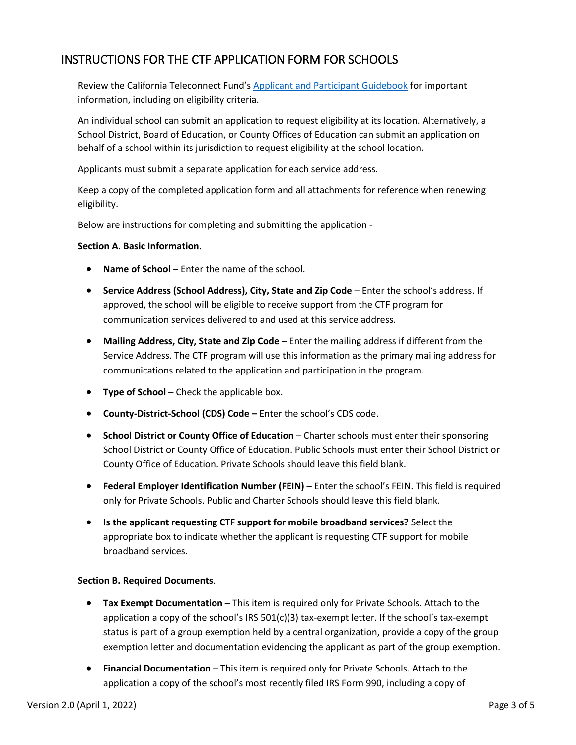## INSTRUCTIONS FOR THE CTF APPLICATION FORM FOR SCHOOLS

Review the California Teleconnect Fund's [Applicant and Participant Guidebook] for important information, including on eligibility criteria.

An individual school can submit an application to request eligibility at its location. Alternatively, a School District, Board of Education, or County Offices of Education can submit an application on behalf of a school within its jurisdiction to request eligibility at the school location.

Applicants must submit a separate application for each service address.

Keep a copy of the completed application form and all attachments for reference when renewing eligibility.

Below are instructions for completing and submitting the application -

**Section A. Basic Information.**

- **Name of School** – Enter the name of the school.
- **Service Address (School Address), City, State and Zip Code** – Enter the school's address. If approved, the school will be eligible to receive support from the CTF program for communication services delivered to and used at this service address.
- **Mailing Address, City, State and Zip Code** – Enter the mailing address if different from the Service Address. The CTF program will use this information as the primary mailing address for communications related to the application and participation in the program.
- **Type of School** – Check the applicable box.
- **County-District-School (CDS) Code –** Enter the school's CDS code.
- **School District or County Office of Education** – Charter schools must enter their sponsoring School District or County Office of Education. Public Schools must enter their School District or County Office of Education. Private Schools should leave this field blank.
- **Federal Employer Identification Number (FEIN)** – Enter the school's FEIN. This field is required only for Private Schools. Public and Charter Schools should leave this field blank.
- **Is the applicant requesting CTF support for mobile broadband services?** Select the appropriate box to indicate whether the applicant is requesting CTF support for mobile broadband services.

**Section B. Required Documents**.

- **Tax Exempt Documentation** – This item is required only for Private Schools. Attach to the application a copy of the school's IRS 501(c)(3) tax-exempt letter. If the school's tax-exempt status is part of a group exemption held by a central organization, provide a copy of the group exemption letter and documentation evidencing the applicant as part of the group exemption.
- **Financial Documentation** – This item is required only for Private Schools. Attach to the application a copy of the school's most recently filed IRS Form 990, including a copy of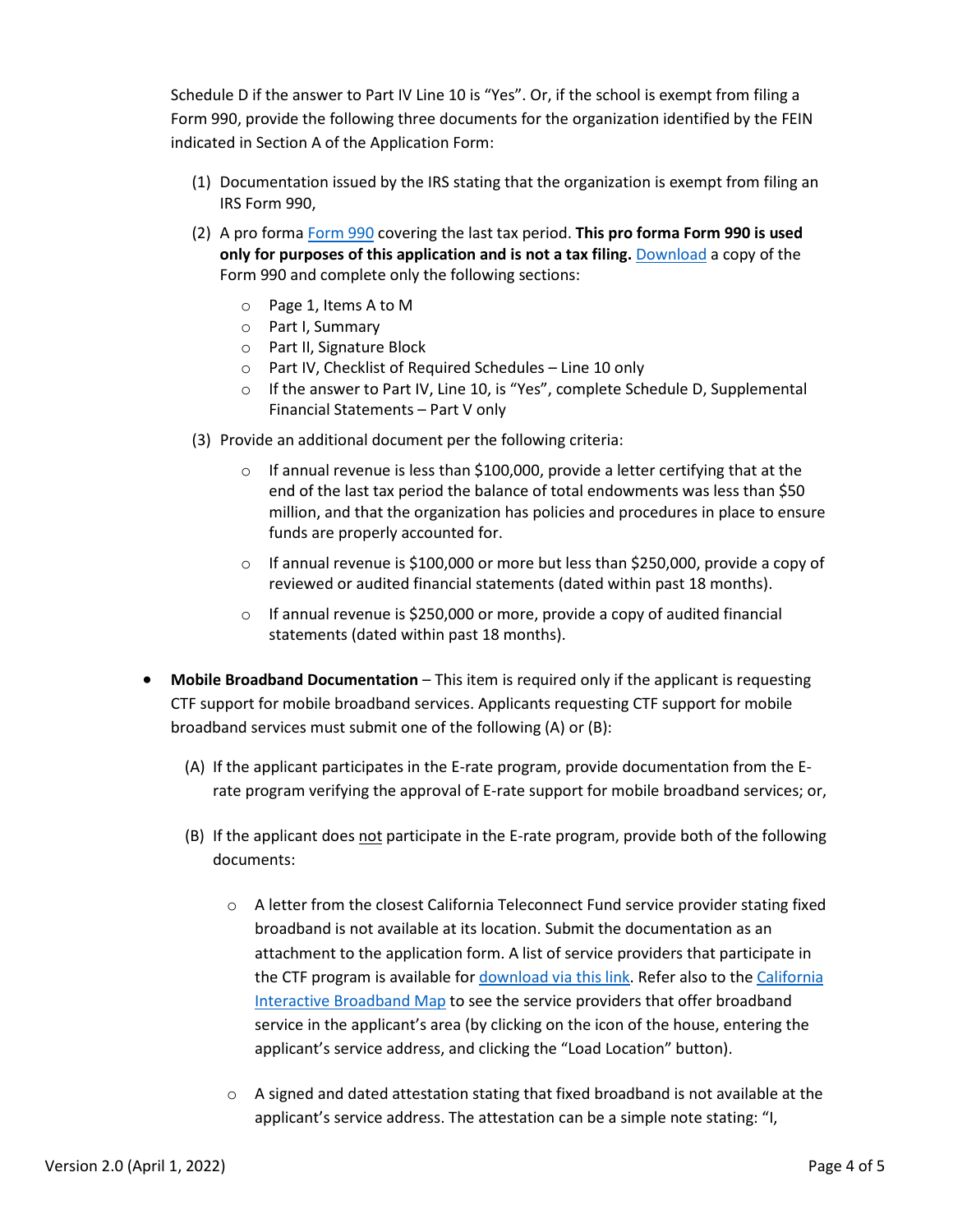Schedule D if the answer to Part IV Line 10 is "Yes". Or, if the school is exempt from filing a Form 990, provide the following three documents for the organization identified by the FEIN indicated in Section A of the Application Form:

(1) Documentation issued by the IRS stating that the organization is exempt from filing an IRS Form 990,

(2) A pro forma Form 990 covering the last tax period. **This pro forma Form 990 is used only for purposes of this application and is not a tax filing.** Download a copy of the Form 990 and complete only the following sections:

- Page 1, Items A to M
- Part I, Summary
- Part II, Signature Block
- Part IV, Checklist of Required Schedules – Line 10 only
- If the answer to Part IV, Line 10, is "Yes", complete Schedule D, Supplemental Financial Statements – Part V only

(3) Provide an additional document per the following criteria:

- If annual revenue is less than $100,000, provide a letter certifying that at the end of the last tax period the balance of total endowments was less than $50 million, and that the organization has policies and procedures in place to ensure funds are properly accounted for.
- If annual revenue is $100,000 or more but less than $250,000, provide a copy of reviewed or audited financial statements (dated within past 18 months).
- If annual revenue is $250,000 or more, provide a copy of audited financial statements (dated within past 18 months).

- **Mobile Broadband Documentation** – This item is required only if the applicant is requesting CTF support for mobile broadband services. Applicants requesting CTF support for mobile broadband services must submit one of the following (A) or (B):

  (A) If the applicant participates in the E-rate program, provide documentation from the E-rate program verifying the approval of E-rate support for mobile broadband services; or,

  (B) If the applicant does not participate in the E-rate program, provide both of the following documents:

  - A letter from the closest California Teleconnect Fund service provider stating fixed broadband is not available at its location. Submit the documentation as an attachment to the application form. A list of service providers that participate in the CTF program is available for download via this link. Refer also to the California Interactive Broadband Map to see the service providers that offer broadband service in the applicant's area (by clicking on the icon of the house, entering the applicant's service address, and clicking the "Load Location" button).
  - A signed and dated attestation stating that fixed broadband is not available at the applicant's service address. The attestation can be a simple note stating: "I,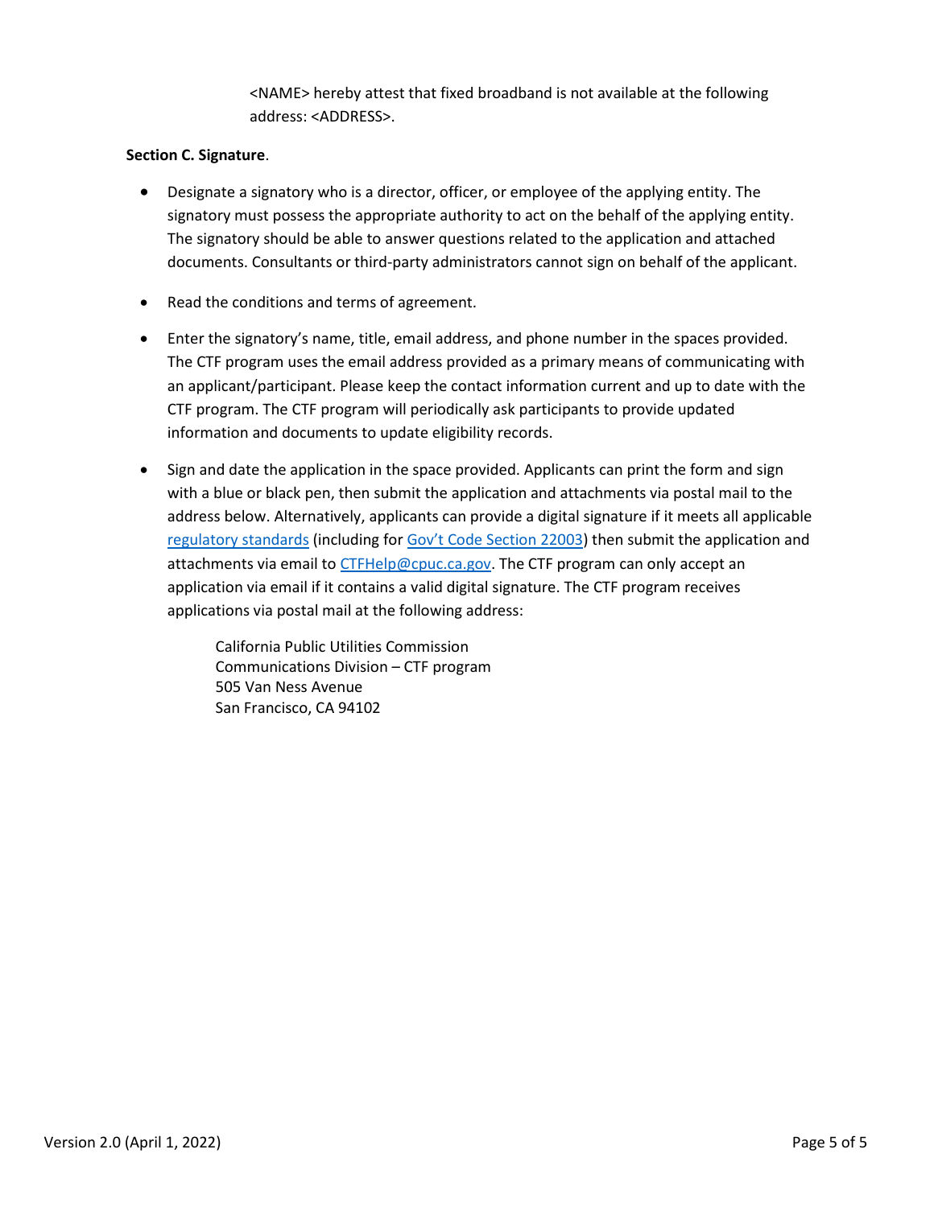<NAME> hereby attest that fixed broadband is not available at the following address: <ADDRESS>.

**Section C. Signature**.

- Designate a signatory who is a director, officer, or employee of the applying entity. The signatory must possess the appropriate authority to act on the behalf of the applying entity. The signatory should be able to answer questions related to the application and attached documents. Consultants or third-party administrators cannot sign on behalf of the applicant.
- Read the conditions and terms of agreement.
- Enter the signatory's name, title, email address, and phone number in the spaces provided. The CTF program uses the email address provided as a primary means of communicating with an applicant/participant. Please keep the contact information current and up to date with the CTF program. The CTF program will periodically ask participants to provide updated information and documents to update eligibility records.
- Sign and date the application in the space provided. Applicants can print the form and sign with a blue or black pen, then submit the application and attachments via postal mail to the address below. Alternatively, applicants can provide a digital signature if it meets all applicable regulatory standards (including for Gov't Code Section 22003) then submit the application and attachments via email to CTFHelp@cpuc.ca.gov. The CTF program can only accept an application via email if it contains a valid digital signature. The CTF program receives applications via postal mail at the following address:

  California Public Utilities Commission
  Communications Division – CTF program
  505 Van Ness Avenue
  San Francisco, CA 94102

Version 2.0 (April 1, 2022)